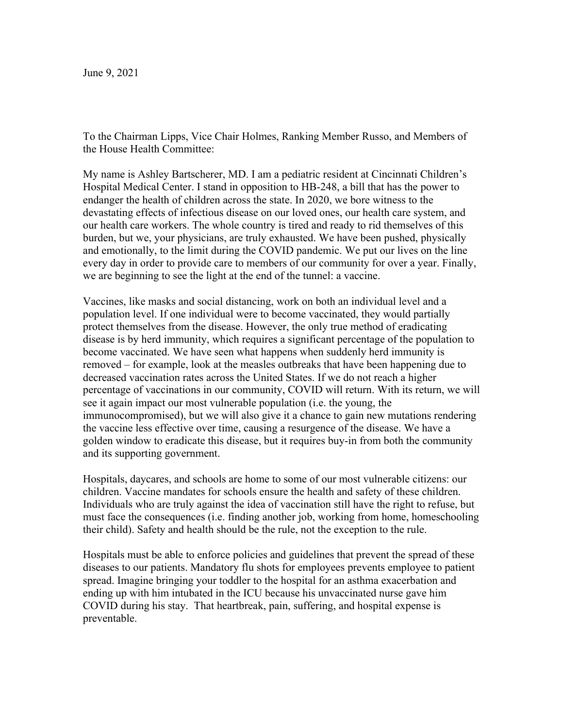June 9, 2021

To the Chairman Lipps, Vice Chair Holmes, Ranking Member Russo, and Members of the House Health Committee:

My name is Ashley Bartscherer, MD. I am a pediatric resident at Cincinnati Children's Hospital Medical Center. I stand in opposition to HB-248, a bill that has the power to endanger the health of children across the state. In 2020, we bore witness to the devastating effects of infectious disease on our loved ones, our health care system, and our health care workers. The whole country is tired and ready to rid themselves of this burden, but we, your physicians, are truly exhausted. We have been pushed, physically and emotionally, to the limit during the COVID pandemic. We put our lives on the line every day in order to provide care to members of our community for over a year. Finally, we are beginning to see the light at the end of the tunnel: a vaccine.

Vaccines, like masks and social distancing, work on both an individual level and a population level. If one individual were to become vaccinated, they would partially protect themselves from the disease. However, the only true method of eradicating disease is by herd immunity, which requires a significant percentage of the population to become vaccinated. We have seen what happens when suddenly herd immunity is removed – for example, look at the measles outbreaks that have been happening due to decreased vaccination rates across the United States. If we do not reach a higher percentage of vaccinations in our community, COVID will return. With its return, we will see it again impact our most vulnerable population (i.e. the young, the immunocompromised), but we will also give it a chance to gain new mutations rendering the vaccine less effective over time, causing a resurgence of the disease. We have a golden window to eradicate this disease, but it requires buy-in from both the community and its supporting government.

Hospitals, daycares, and schools are home to some of our most vulnerable citizens: our children. Vaccine mandates for schools ensure the health and safety of these children. Individuals who are truly against the idea of vaccination still have the right to refuse, but must face the consequences (i.e. finding another job, working from home, homeschooling their child). Safety and health should be the rule, not the exception to the rule.

Hospitals must be able to enforce policies and guidelines that prevent the spread of these diseases to our patients. Mandatory flu shots for employees prevents employee to patient spread. Imagine bringing your toddler to the hospital for an asthma exacerbation and ending up with him intubated in the ICU because his unvaccinated nurse gave him COVID during his stay. That heartbreak, pain, suffering, and hospital expense is preventable.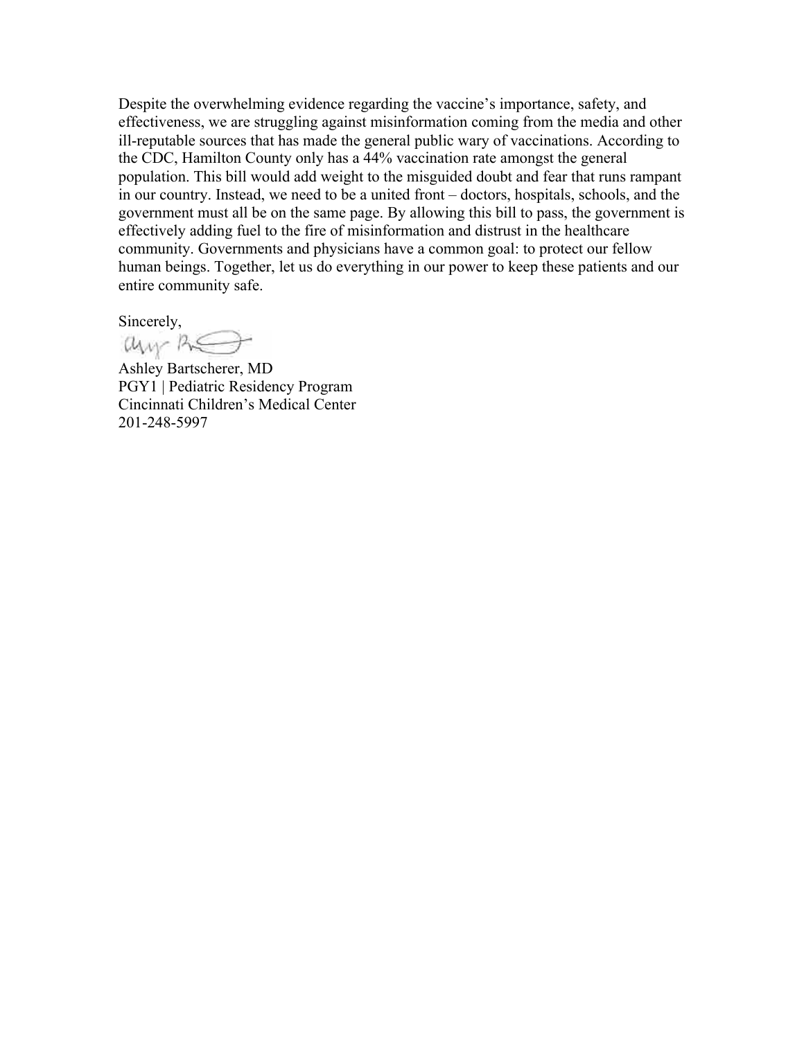Despite the overwhelming evidence regarding the vaccine's importance, safety, and effectiveness, we are struggling against misinformation coming from the media and other ill-reputable sources that has made the general public wary of vaccinations. According to the CDC, Hamilton County only has a 44% vaccination rate amongst the general population. This bill would add weight to the misguided doubt and fear that runs rampant in our country. Instead, we need to be a united front – doctors, hospitals, schools, and the government must all be on the same page. By allowing this bill to pass, the government is effectively adding fuel to the fire of misinformation and distrust in the healthcare community. Governments and physicians have a common goal: to protect our fellow human beings. Together, let us do everything in our power to keep these patients and our entire community safe.

Sincerely,

Ashley Bartscherer, MD
PGY1 | Pediatric Residency Program
Cincinnati Children's Medical Center
201-248-5997